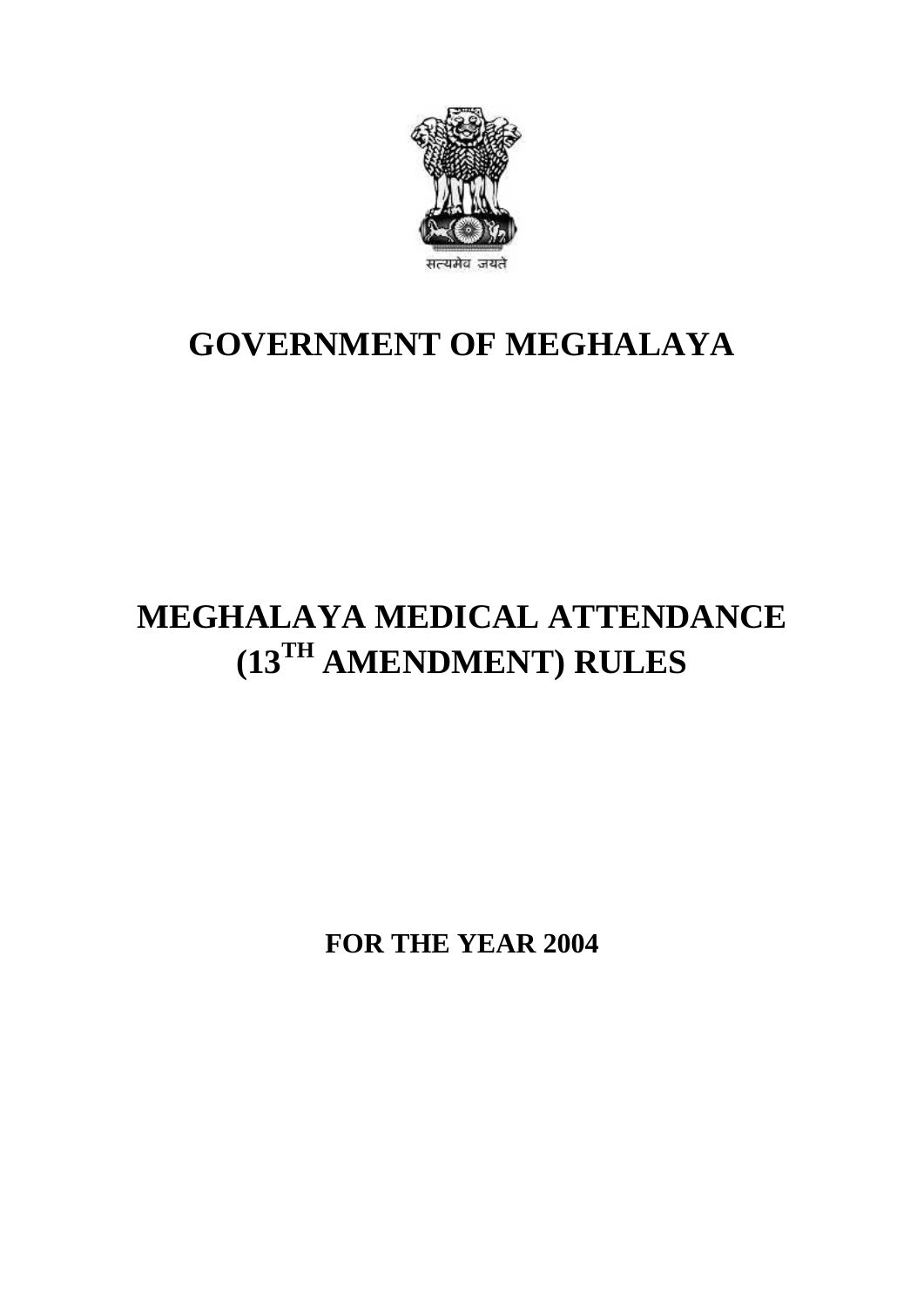सत्यमेव जयते

# GOVERNMENT OF MEGHALAYA

# MEGHALAYA MEDICAL ATTENDANCE (13TH AMENDMENT) RULES

**FOR THE YEAR 2004**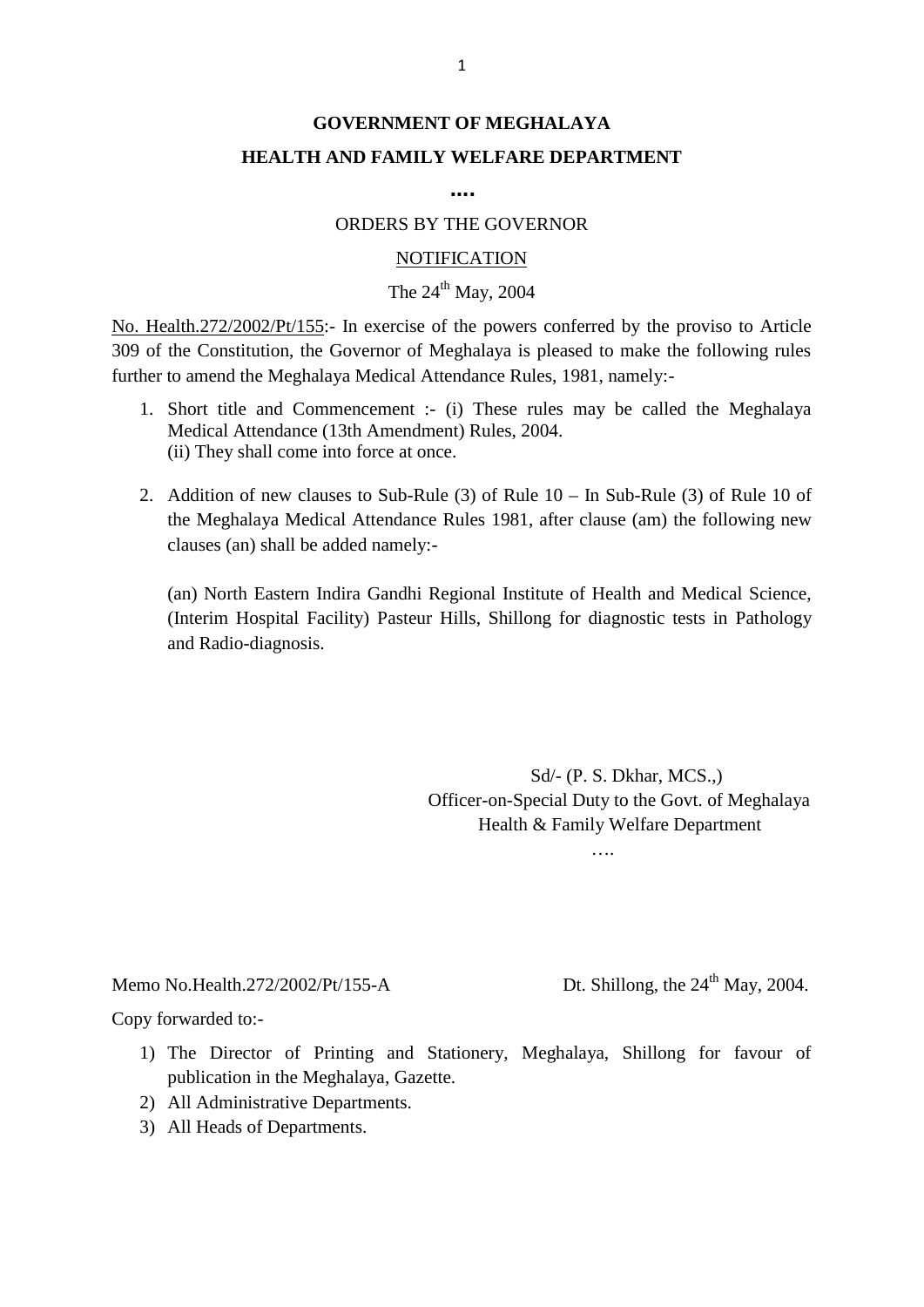**GOVERNMENT OF MEGHALAYA**

**HEALTH AND FAMILY WELFARE DEPARTMENT**

**....**

ORDERS BY THE GOVERNOR

NOTIFICATION

The 24th May, 2004

No. Health.272/2002/Pt/155:- In exercise of the powers conferred by the proviso to Article 309 of the Constitution, the Governor of Meghalaya is pleased to make the following rules further to amend the Meghalaya Medical Attendance Rules, 1981, namely:-

1. Short title and Commencement :- (i) These rules may be called the Meghalaya Medical Attendance (13th Amendment) Rules, 2004.
   (ii) They shall come into force at once.

2. Addition of new clauses to Sub-Rule (3) of Rule 10 – In Sub-Rule (3) of Rule 10 of the Meghalaya Medical Attendance Rules 1981, after clause (am) the following new clauses (an) shall be added namely:-

   (an) North Eastern Indira Gandhi Regional Institute of Health and Medical Science, (Interim Hospital Facility) Pasteur Hills, Shillong for diagnostic tests in Pathology and Radio-diagnosis.

Sd/- (P. S. Dkhar, MCS.,)
Officer-on-Special Duty to the Govt. of Meghalaya
Health & Family Welfare Department

….

Memo No.Health.272/2002/Pt/155-A          Dt. Shillong, the 24th May, 2004.

Copy forwarded to:-

1) The Director of Printing and Stationery, Meghalaya, Shillong for favour of publication in the Meghalaya, Gazette.
2) All Administrative Departments.
3) All Heads of Departments.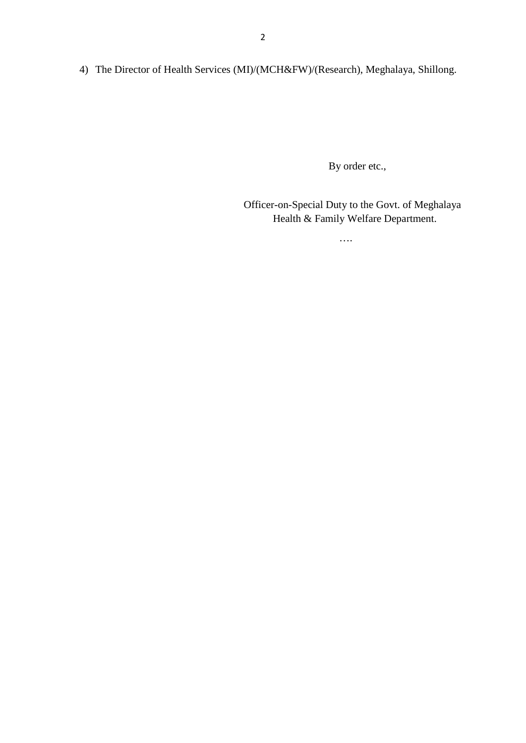4) The Director of Health Services (MI)/(MCH&FW)/(Research), Meghalaya, Shillong.

By order etc.,

Officer-on-Special Duty to the Govt. of Meghalaya
Health & Family Welfare Department.

….